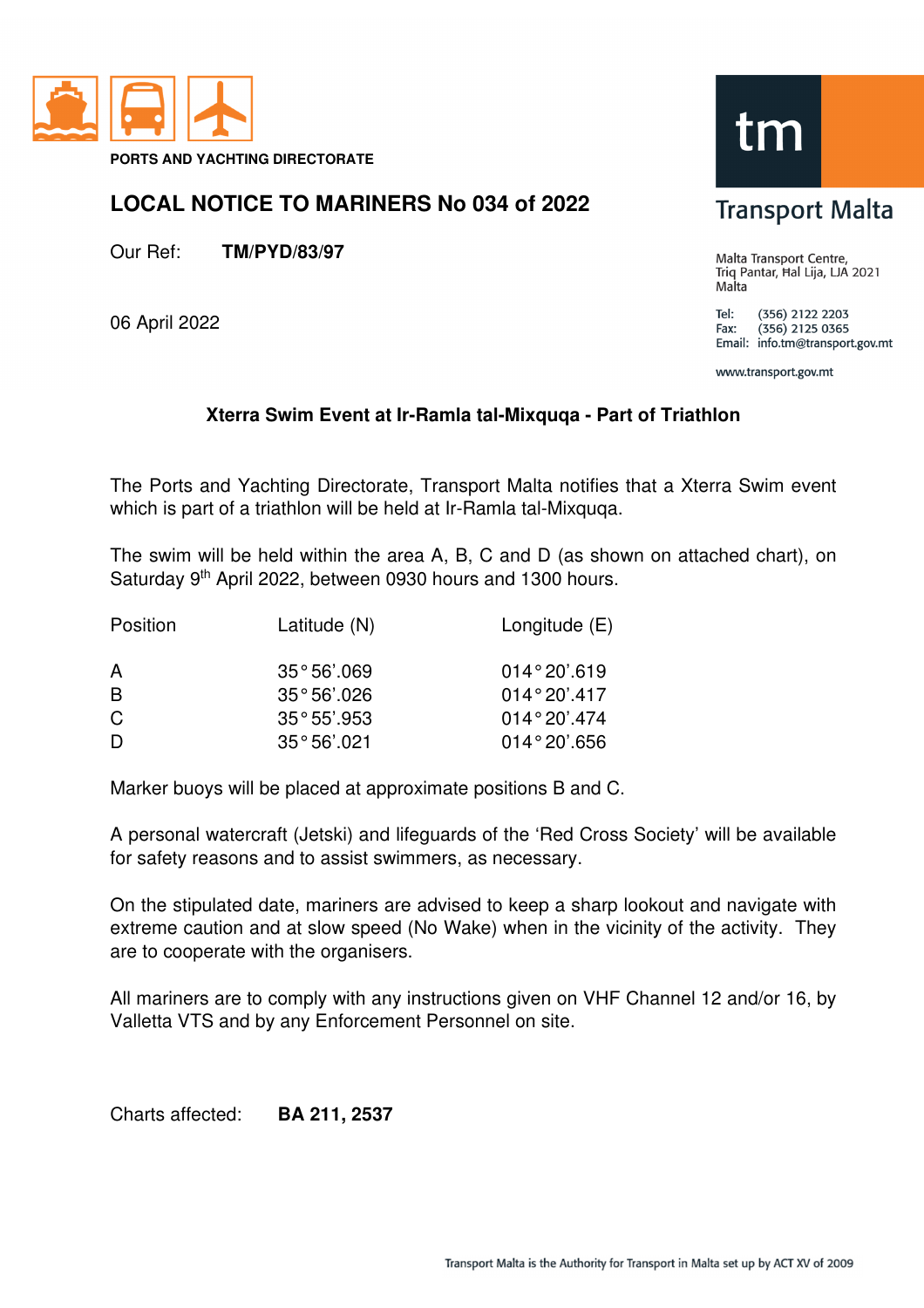PORTS AND YACHTING DIRECTORATE

# LOCAL NOTICE TO MARINERS No 034 of 2022

Our Ref: **TM/PYD/83/97**

06 April 2022

Transport Malta

Malta Transport Centre,
Triq Pantar, Ħal Lija, LJA 2021
Malta

Tel: (356) 2122 2203
Fax: (356) 2125 0365
Email: info.tm@transport.gov.mt

www.transport.gov.mt

## Xterra Swim Event at Ir-Ramla tal-Mixquqa - Part of Triathlon

The Ports and Yachting Directorate, Transport Malta notifies that a Xterra Swim event which is part of a triathlon will be held at Ir-Ramla tal-Mixquqa.

The swim will be held within the area A, B, C and D (as shown on attached chart), on Saturday 9th April 2022, between 0930 hours and 1300 hours.

| Position | Latitude (N) | Longitude (E) |
|---|---|---|
| A | 35° 56'.069 | 014° 20'.619 |
| B | 35° 56'.026 | 014° 20'.417 |
| C | 35° 55'.953 | 014° 20'.474 |
| D | 35° 56'.021 | 014° 20'.656 |

Marker buoys will be placed at approximate positions B and C.

A personal watercraft (Jetski) and lifeguards of the 'Red Cross Society' will be available for safety reasons and to assist swimmers, as necessary.

On the stipulated date, mariners are advised to keep a sharp lookout and navigate with extreme caution and at slow speed (No Wake) when in the vicinity of the activity. They are to cooperate with the organisers.

All mariners are to comply with any instructions given on VHF Channel 12 and/or 16, by Valletta VTS and by any Enforcement Personnel on site.

Charts affected: **BA 211, 2537**

Transport Malta is the Authority for Transport in Malta set up by ACT XV of 2009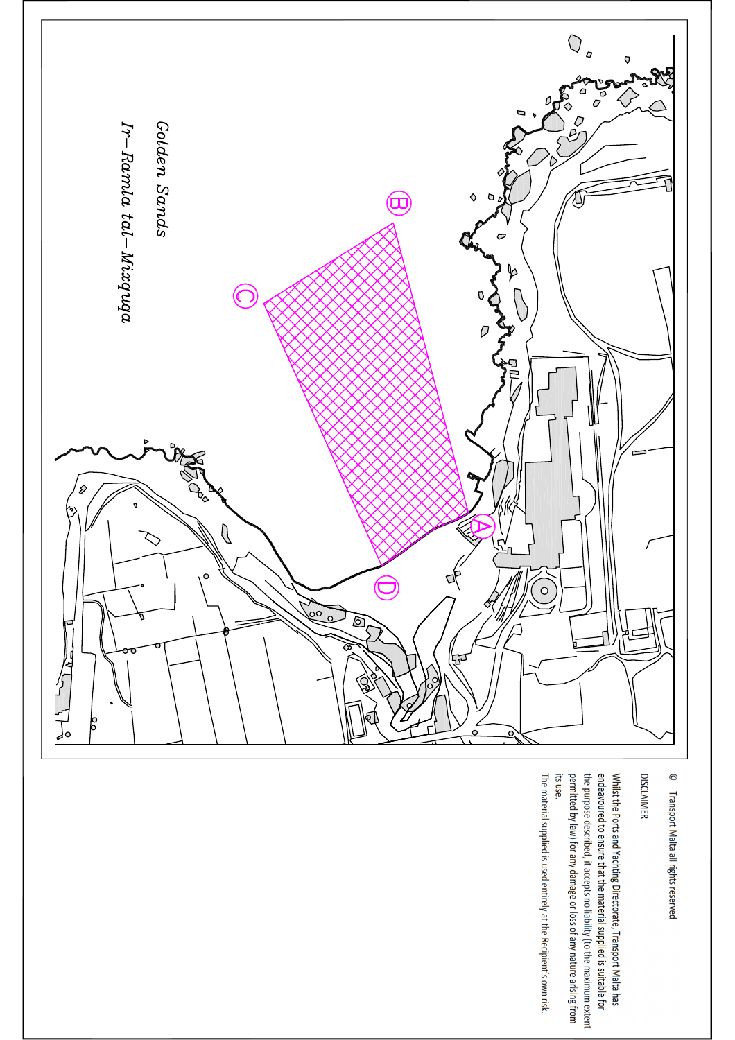Golden Sands

Ir–Ramla tal–Mixquqa

A

B

C

D

© Transport Malta all rights reserved

DISCLAIMER

Whilst the Ports and Yachting Directorate, Transport Malta has endeavoured to ensure that the material supplied is suitable for the purpose described, it accepts no liability (to the maximum extent permitted by law) for any damage or loss of any nature arising from its use.

The material supplied is used entirely at the Recipient's own risk.